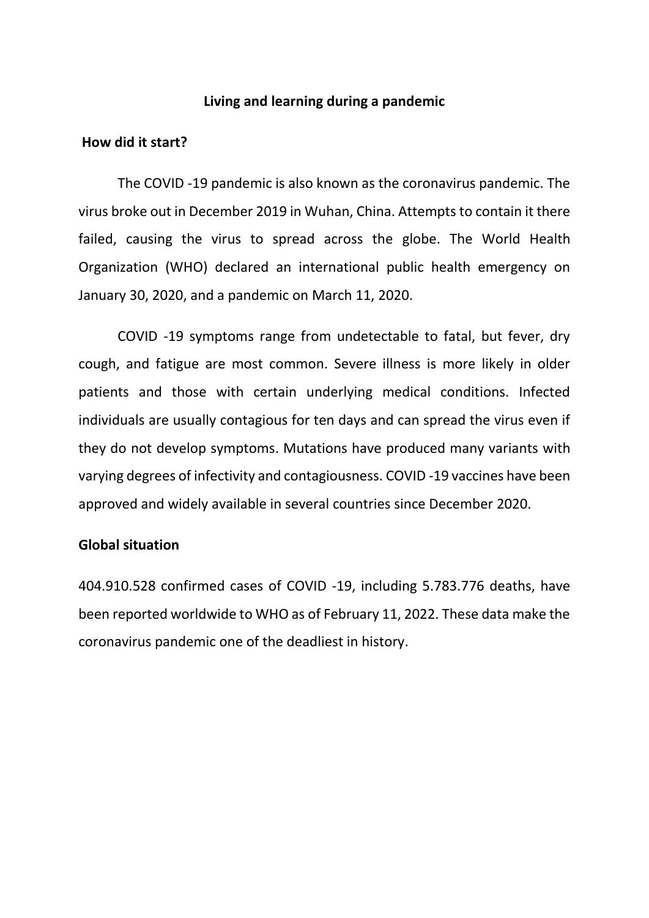# Living and learning during a pandemic

## How did it start?

The COVID -19 pandemic is also known as the coronavirus pandemic. The virus broke out in December 2019 in Wuhan, China. Attempts to contain it there failed, causing the virus to spread across the globe. The World Health Organization (WHO) declared an international public health emergency on January 30, 2020, and a pandemic on March 11, 2020.

COVID -19 symptoms range from undetectable to fatal, but fever, dry cough, and fatigue are most common. Severe illness is more likely in older patients and those with certain underlying medical conditions. Infected individuals are usually contagious for ten days and can spread the virus even if they do not develop symptoms. Mutations have produced many variants with varying degrees of infectivity and contagiousness. COVID -19 vaccines have been approved and widely available in several countries since December 2020.

## Global situation

404.910.528 confirmed cases of COVID -19, including 5.783.776 deaths, have been reported worldwide to WHO as of February 11, 2022. These data make the coronavirus pandemic one of the deadliest in history.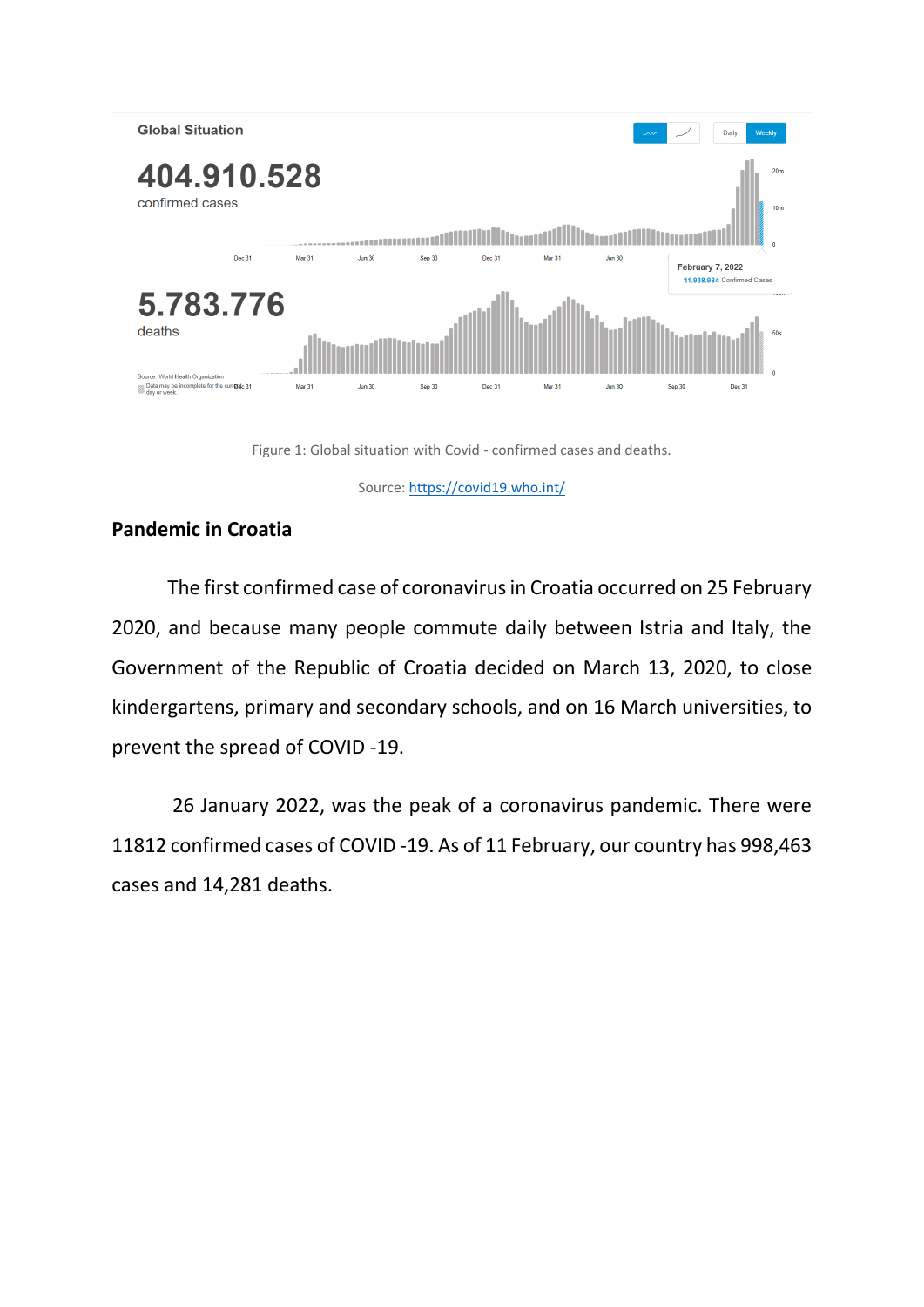Figure 1: Global situation with Covid - confirmed cases and deaths.

Source: [https://covid19.who.int/](https://covid19.who.int/)

**Pandemic in Croatia**

The first confirmed case of coronavirus in Croatia occurred on 25 February 2020, and because many people commute daily between Istria and Italy, the Government of the Republic of Croatia decided on March 13, 2020, to close kindergartens, primary and secondary schools, and on 16 March universities, to prevent the spread of COVID -19.

26 January 2022, was the peak of a coronavirus pandemic. There were 11812 confirmed cases of COVID -19. As of 11 February, our country has 998,463 cases and 14,281 deaths.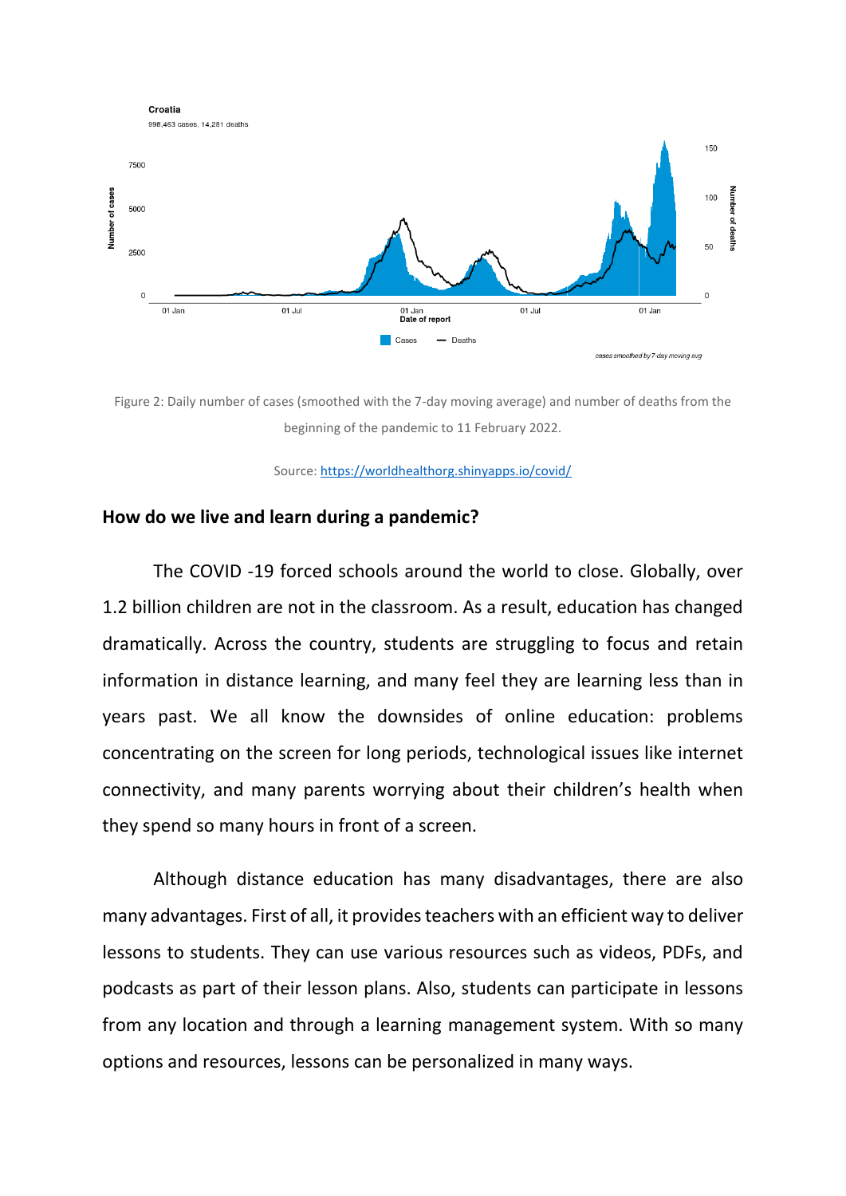Figure 2: Daily number of cases (smoothed with the 7-day moving average) and number of deaths from the beginning of the pandemic to 11 February 2022.

Source: https://worldhealthorg.shinyapps.io/covid/

## How do we live and learn during a pandemic?

The COVID -19 forced schools around the world to close. Globally, over 1.2 billion children are not in the classroom. As a result, education has changed dramatically. Across the country, students are struggling to focus and retain information in distance learning, and many feel they are learning less than in years past. We all know the downsides of online education: problems concentrating on the screen for long periods, technological issues like internet connectivity, and many parents worrying about their children's health when they spend so many hours in front of a screen.

Although distance education has many disadvantages, there are also many advantages. First of all, it provides teachers with an efficient way to deliver lessons to students. They can use various resources such as videos, PDFs, and podcasts as part of their lesson plans. Also, students can participate in lessons from any location and through a learning management system. With so many options and resources, lessons can be personalized in many ways.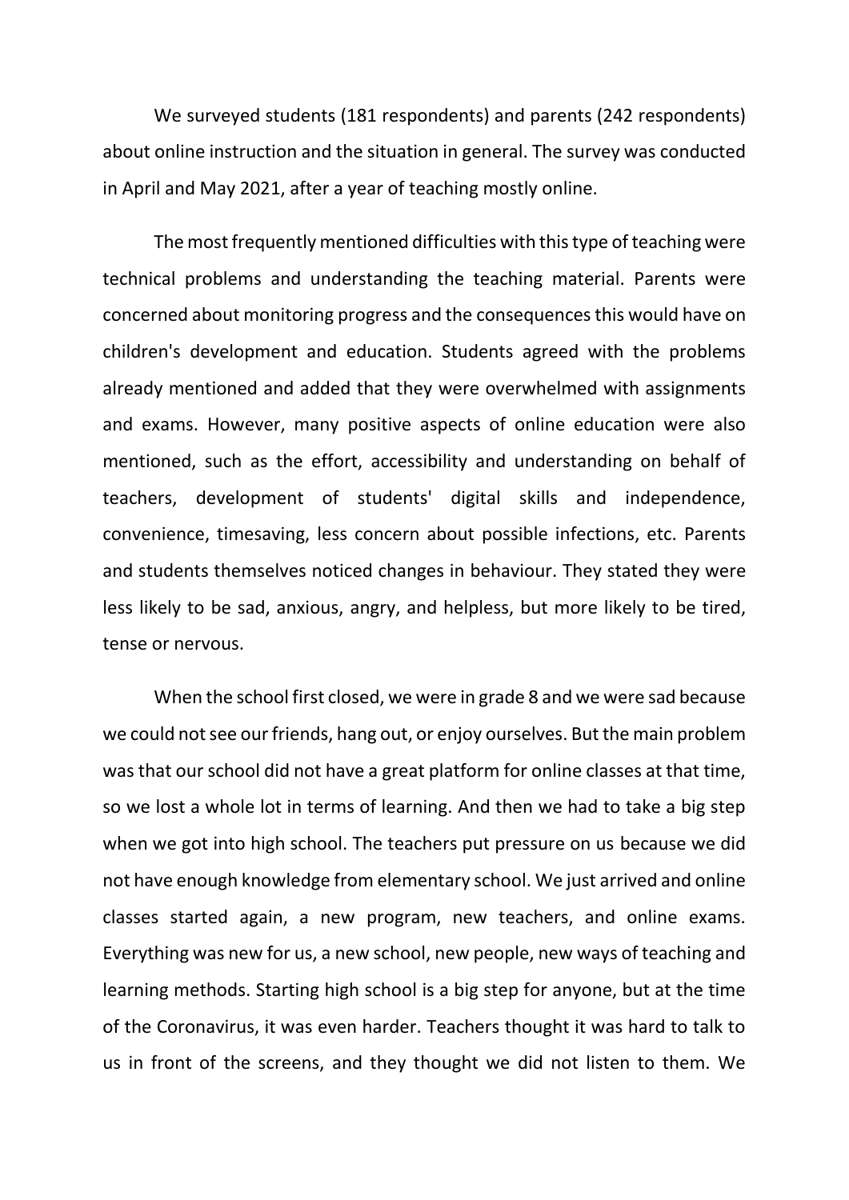We surveyed students (181 respondents) and parents (242 respondents) about online instruction and the situation in general. The survey was conducted in April and May 2021, after a year of teaching mostly online.

The most frequently mentioned difficulties with this type of teaching were technical problems and understanding the teaching material. Parents were concerned about monitoring progress and the consequences this would have on children's development and education. Students agreed with the problems already mentioned and added that they were overwhelmed with assignments and exams. However, many positive aspects of online education were also mentioned, such as the effort, accessibility and understanding on behalf of teachers, development of students' digital skills and independence, convenience, timesaving, less concern about possible infections, etc. Parents and students themselves noticed changes in behaviour. They stated they were less likely to be sad, anxious, angry, and helpless, but more likely to be tired, tense or nervous.

When the school first closed, we were in grade 8 and we were sad because we could not see our friends, hang out, or enjoy ourselves. But the main problem was that our school did not have a great platform for online classes at that time, so we lost a whole lot in terms of learning. And then we had to take a big step when we got into high school. The teachers put pressure on us because we did not have enough knowledge from elementary school. We just arrived and online classes started again, a new program, new teachers, and online exams. Everything was new for us, a new school, new people, new ways of teaching and learning methods. Starting high school is a big step for anyone, but at the time of the Coronavirus, it was even harder. Teachers thought it was hard to talk to us in front of the screens, and they thought we did not listen to them. We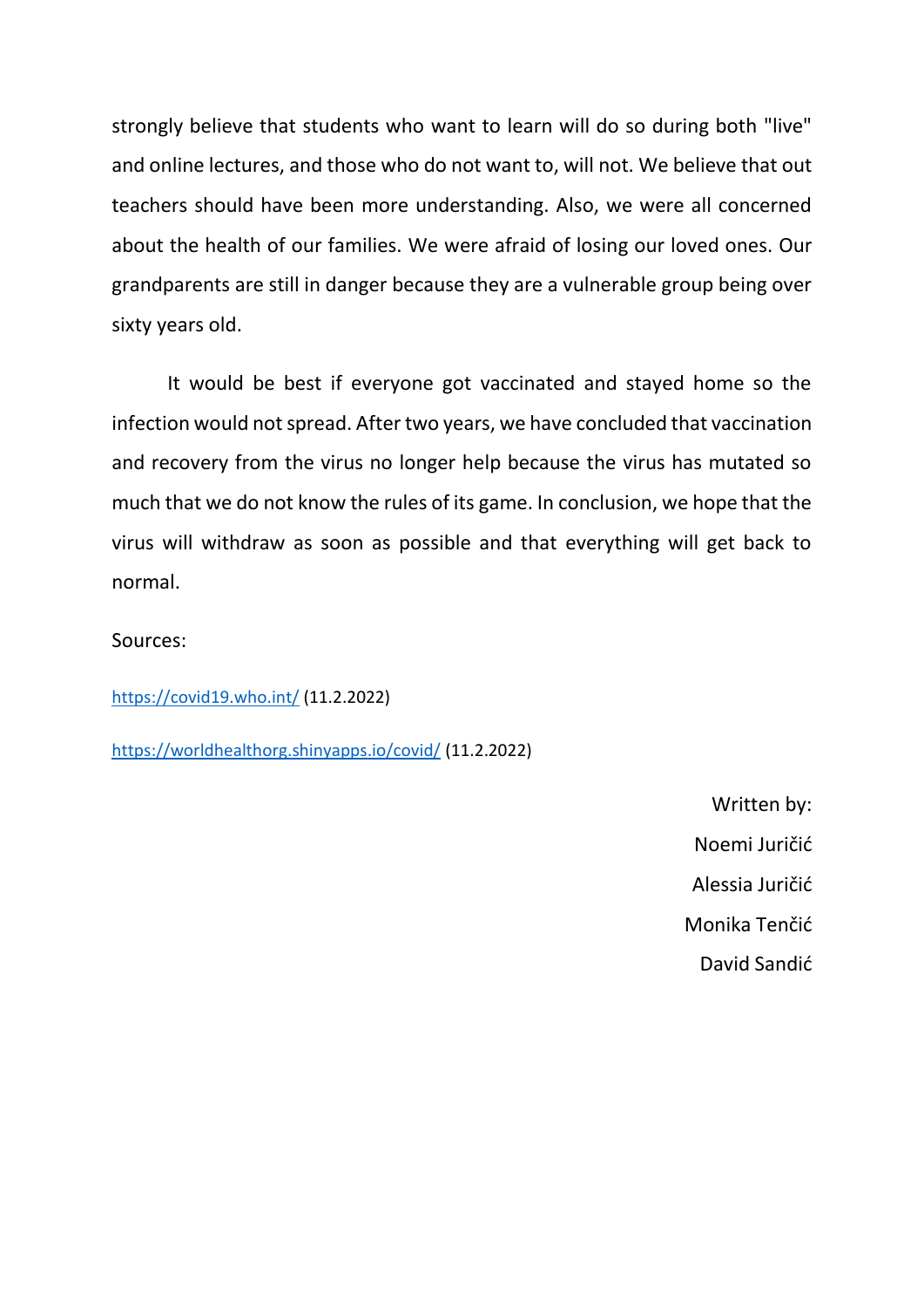strongly believe that students who want to learn will do so during both "live" and online lectures, and those who do not want to, will not. We believe that out teachers should have been more understanding. Also, we were all concerned about the health of our families. We were afraid of losing our loved ones. Our grandparents are still in danger because they are a vulnerable group being over sixty years old.

It would be best if everyone got vaccinated and stayed home so the infection would not spread. After two years, we have concluded that vaccination and recovery from the virus no longer help because the virus has mutated so much that we do not know the rules of its game. In conclusion, we hope that the virus will withdraw as soon as possible and that everything will get back to normal.

Sources:

https://covid19.who.int/ (11.2.2022)

https://worldhealthorg.shinyapps.io/covid/ (11.2.2022)

Written by:

Noemi Juričić

Alessia Juričić

Monika Tenčić

David Sandić